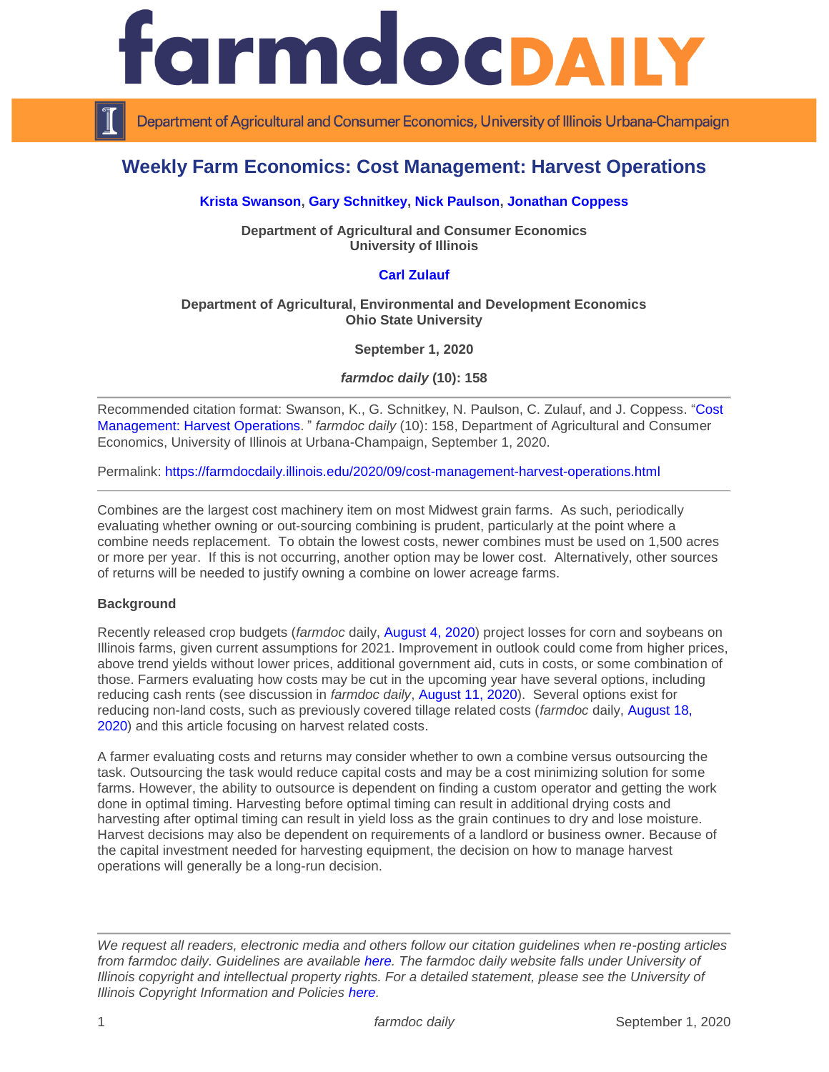# farmdoc DAILY

Department of Agricultural and Consumer Economics, University of Illinois Urbana-Champaign

## Weekly Farm Economics: Cost Management: Harvest Operations

**Krista Swanson, Gary Schnitkey, Nick Paulson, Jonathan Coppess**

**Department of Agricultural and Consumer Economics**
**University of Illinois**

**Carl Zulauf**

**Department of Agricultural, Environmental and Development Economics**
**Ohio State University**

**September 1, 2020**

***farmdoc daily* (10): 158**

---

Recommended citation format: Swanson, K., G. Schnitkey, N. Paulson, C. Zulauf, and J. Coppess. "Cost Management: Harvest Operations." *farmdoc daily* (10): 158, Department of Agricultural and Consumer Economics, University of Illinois at Urbana-Champaign, September 1, 2020.

Permalink: https://farmdocdaily.illinois.edu/2020/09/cost-management-harvest-operations.html

---

Combines are the largest cost machinery item on most Midwest grain farms. As such, periodically evaluating whether owning or out-sourcing combining is prudent, particularly at the point where a combine needs replacement. To obtain the lowest costs, newer combines must be used on 1,500 acres or more per year. If this is not occurring, another option may be lower cost. Alternatively, other sources of returns will be needed to justify owning a combine on lower acreage farms.

**Background**

Recently released crop budgets (*farmdoc* daily, August 4, 2020) project losses for corn and soybeans on Illinois farms, given current assumptions for 2021. Improvement in outlook could come from higher prices, above trend yields without lower prices, additional government aid, cuts in costs, or some combination of those. Farmers evaluating how costs may be cut in the upcoming year have several options, including reducing cash rents (see discussion in *farmdoc daily*, August 11, 2020). Several options exist for reducing non-land costs, such as previously covered tillage related costs (*farmdoc* daily, August 18, 2020) and this article focusing on harvest related costs.

A farmer evaluating costs and returns may consider whether to own a combine versus outsourcing the task. Outsourcing the task would reduce capital costs and may be a cost minimizing solution for some farms. However, the ability to outsource is dependent on finding a custom operator and getting the work done in optimal timing. Harvesting before optimal timing can result in additional drying costs and harvesting after optimal timing can result in yield loss as the grain continues to dry and lose moisture. Harvest decisions may also be dependent on requirements of a landlord or business owner. Because of the capital investment needed for harvesting equipment, the decision on how to manage harvest operations will generally be a long-run decision.

---

*We request all readers, electronic media and others follow our citation guidelines when re-posting articles from farmdoc daily. Guidelines are available here. The farmdoc daily website falls under University of Illinois copyright and intellectual property rights. For a detailed statement, please see the University of Illinois Copyright Information and Policies here.*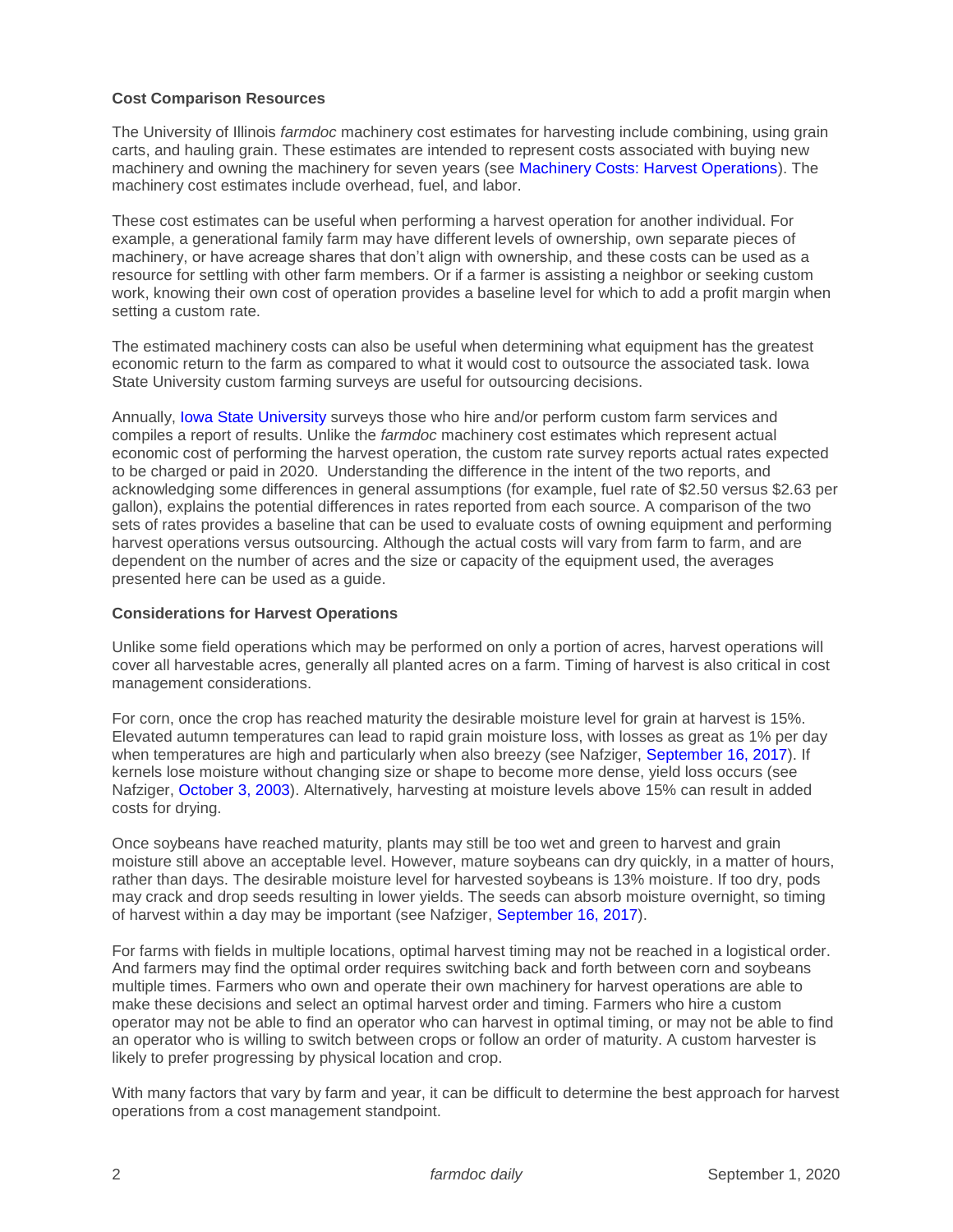**Cost Comparison Resources**

The University of Illinois *farmdoc* machinery cost estimates for harvesting include combining, using grain carts, and hauling grain. These estimates are intended to represent costs associated with buying new machinery and owning the machinery for seven years (see Machinery Costs: Harvest Operations). The machinery cost estimates include overhead, fuel, and labor.

These cost estimates can be useful when performing a harvest operation for another individual. For example, a generational family farm may have different levels of ownership, own separate pieces of machinery, or have acreage shares that don't align with ownership, and these costs can be used as a resource for settling with other farm members. Or if a farmer is assisting a neighbor or seeking custom work, knowing their own cost of operation provides a baseline level for which to add a profit margin when setting a custom rate.

The estimated machinery costs can also be useful when determining what equipment has the greatest economic return to the farm as compared to what it would cost to outsource the associated task. Iowa State University custom farming surveys are useful for outsourcing decisions.

Annually, Iowa State University surveys those who hire and/or perform custom farm services and compiles a report of results. Unlike the *farmdoc* machinery cost estimates which represent actual economic cost of performing the harvest operation, the custom rate survey reports actual rates expected to be charged or paid in 2020. Understanding the difference in the intent of the two reports, and acknowledging some differences in general assumptions (for example, fuel rate of $2.50 versus $2.63 per gallon), explains the potential differences in rates reported from each source. A comparison of the two sets of rates provides a baseline that can be used to evaluate costs of owning equipment and performing harvest operations versus outsourcing. Although the actual costs will vary from farm to farm, and are dependent on the number of acres and the size or capacity of the equipment used, the averages presented here can be used as a guide.

**Considerations for Harvest Operations**

Unlike some field operations which may be performed on only a portion of acres, harvest operations will cover all harvestable acres, generally all planted acres on a farm. Timing of harvest is also critical in cost management considerations.

For corn, once the crop has reached maturity the desirable moisture level for grain at harvest is 15%. Elevated autumn temperatures can lead to rapid grain moisture loss, with losses as great as 1% per day when temperatures are high and particularly when also breezy (see Nafziger, September 16, 2017). If kernels lose moisture without changing size or shape to become more dense, yield loss occurs (see Nafziger, October 3, 2003). Alternatively, harvesting at moisture levels above 15% can result in added costs for drying.

Once soybeans have reached maturity, plants may still be too wet and green to harvest and grain moisture still above an acceptable level. However, mature soybeans can dry quickly, in a matter of hours, rather than days. The desirable moisture level for harvested soybeans is 13% moisture. If too dry, pods may crack and drop seeds resulting in lower yields. The seeds can absorb moisture overnight, so timing of harvest within a day may be important (see Nafziger, September 16, 2017).

For farms with fields in multiple locations, optimal harvest timing may not be reached in a logistical order. And farmers may find the optimal order requires switching back and forth between corn and soybeans multiple times. Farmers who own and operate their own machinery for harvest operations are able to make these decisions and select an optimal harvest order and timing. Farmers who hire a custom operator may not be able to find an operator who can harvest in optimal timing, or may not be able to find an operator who is willing to switch between crops or follow an order of maturity. A custom harvester is likely to prefer progressing by physical location and crop.

With many factors that vary by farm and year, it can be difficult to determine the best approach for harvest operations from a cost management standpoint.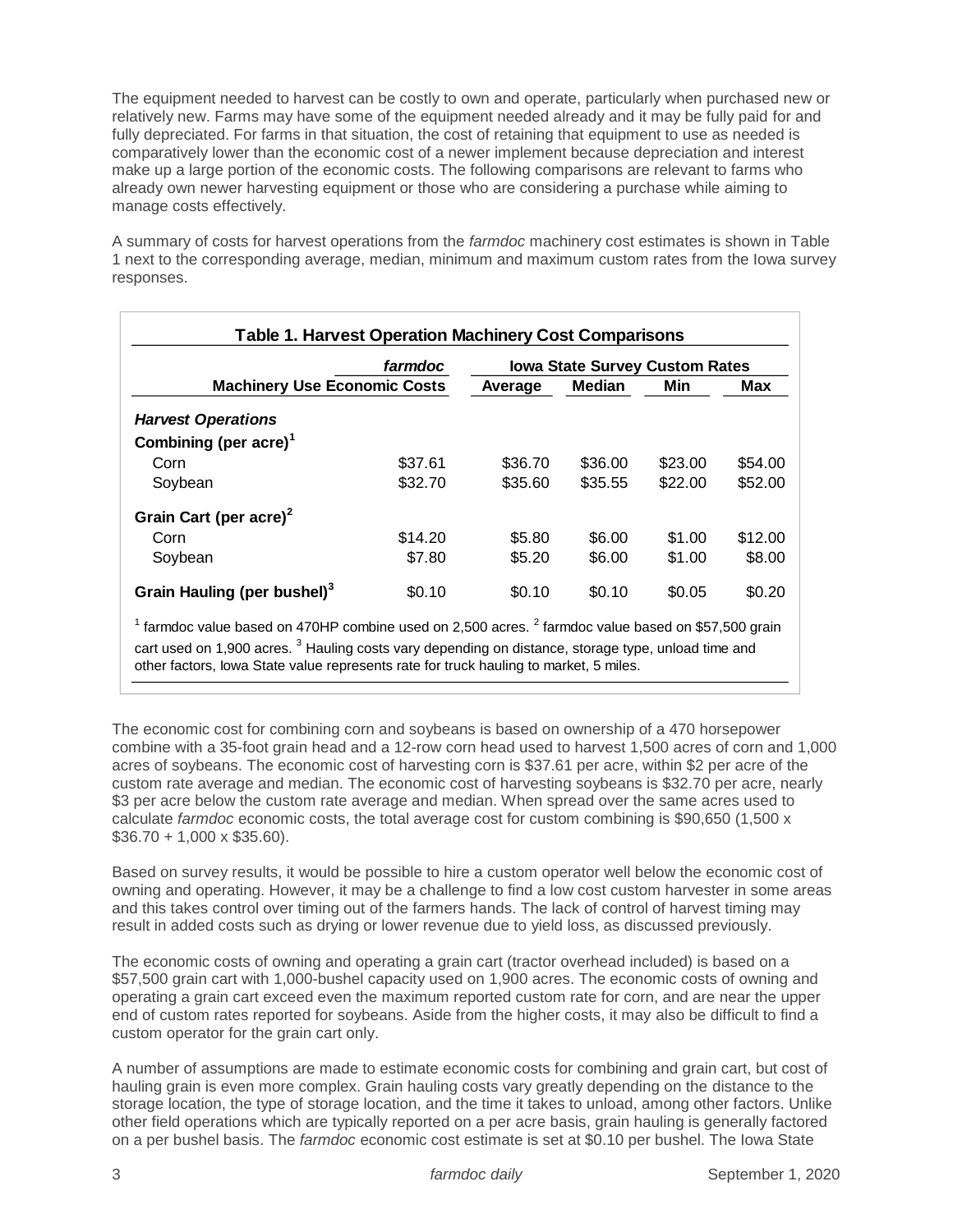The equipment needed to harvest can be costly to own and operate, particularly when purchased new or relatively new. Farms may have some of the equipment needed already and it may be fully paid for and fully depreciated. For farms in that situation, the cost of retaining that equipment to use as needed is comparatively lower than the economic cost of a newer implement because depreciation and interest make up a large portion of the economic costs. The following comparisons are relevant to farms who already own newer harvesting equipment or those who are considering a purchase while aiming to manage costs effectively.

A summary of costs for harvest operations from the *farmdoc* machinery cost estimates is shown in Table 1 next to the corresponding average, median, minimum and maximum custom rates from the Iowa survey responses.

**Table 1. Harvest Operation Machinery Cost Comparisons**

| | *farmdoc* | Iowa State Survey Custom Rates | | | |
|---|---|---|---|---|---|
| **Machinery Use Economic Costs** | | **Average** | **Median** | **Min** | **Max** |
| ***Harvest Operations*** | | | | | |
| **Combining (per acre)**[1] | | | | | |
| Corn | $37.61 | $36.70 | $36.00 | $23.00 | $54.00 |
| Soybean | $32.70 | $35.60 | $35.55 | $22.00 | $52.00 |
| **Grain Cart (per acre)**[2] | | | | | |
| Corn | $14.20 | $5.80 | $6.00 | $1.00 | $12.00 |
| Soybean | $7.80 | $5.20 | $6.00 | $1.00 | $8.00 |
| **Grain Hauling (per bushel)**[3] | $0.10 | $0.10 | $0.10 | $0.05 | $0.20 |

[1] farmdoc value based on 470HP combine used on 2,500 acres. [2] farmdoc value based on $57,500 grain cart used on 1,900 acres. [3] Hauling costs vary depending on distance, storage type, unload time and other factors, Iowa State value represents rate for truck hauling to market, 5 miles.

The economic cost for combining corn and soybeans is based on ownership of a 470 horsepower combine with a 35-foot grain head and a 12-row corn head used to harvest 1,500 acres of corn and 1,000 acres of soybeans. The economic cost of harvesting corn is $37.61 per acre, within $2 per acre of the custom rate average and median. The economic cost of harvesting soybeans is $32.70 per acre, nearly $3 per acre below the custom rate average and median. When spread over the same acres used to calculate *farmdoc* economic costs, the total average cost for custom combining is $90,650 (1,500 x $36.70 + 1,000 x $35.60).

Based on survey results, it would be possible to hire a custom operator well below the economic cost of owning and operating. However, it may be a challenge to find a low cost custom harvester in some areas and this takes control over timing out of the farmers hands. The lack of control of harvest timing may result in added costs such as drying or lower revenue due to yield loss, as discussed previously.

The economic costs of owning and operating a grain cart (tractor overhead included) is based on a $57,500 grain cart with 1,000-bushel capacity used on 1,900 acres. The economic costs of owning and operating a grain cart exceed even the maximum reported custom rate for corn, and are near the upper end of custom rates reported for soybeans. Aside from the higher costs, it may also be difficult to find a custom operator for the grain cart only.

A number of assumptions are made to estimate economic costs for combining and grain cart, but cost of hauling grain is even more complex. Grain hauling costs vary greatly depending on the distance to the storage location, the type of storage location, and the time it takes to unload, among other factors. Unlike other field operations which are typically reported on a per acre basis, grain hauling is generally factored on a per bushel basis. The *farmdoc* economic cost estimate is set at $0.10 per bushel. The Iowa State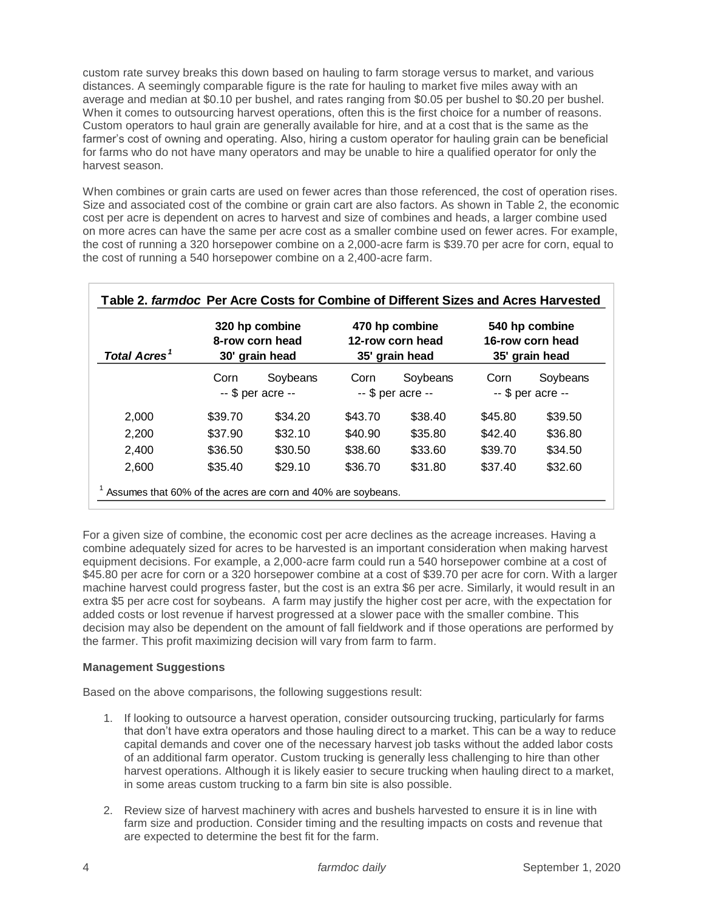custom rate survey breaks this down based on hauling to farm storage versus to market, and various distances. A seemingly comparable figure is the rate for hauling to market five miles away with an average and median at $0.10 per bushel, and rates ranging from $0.05 per bushel to $0.20 per bushel. When it comes to outsourcing harvest operations, often this is the first choice for a number of reasons. Custom operators to haul grain are generally available for hire, and at a cost that is the same as the farmer's cost of owning and operating. Also, hiring a custom operator for hauling grain can be beneficial for farms who do not have many operators and may be unable to hire a qualified operator for only the harvest season.

When combines or grain carts are used on fewer acres than those referenced, the cost of operation rises. Size and associated cost of the combine or grain cart are also factors. As shown in Table 2, the economic cost per acre is dependent on acres to harvest and size of combines and heads, a larger combine used on more acres can have the same per acre cost as a smaller combine used on fewer acres. For example, the cost of running a 320 horsepower combine on a 2,000-acre farm is $39.70 per acre for corn, equal to the cost of running a 540 horsepower combine on a 2,400-acre farm.

**Table 2. *farmdoc* Per Acre Costs for Combine of Different Sizes and Acres Harvested**

| *Total Acres*[1] | 320 hp combine 8-row corn head 30' grain head | | 470 hp combine 12-row corn head 35' grain head | | 540 hp combine 16-row corn head 35' grain head | |
|---|---|---|---|---|---|---|
| | Corn | Soybeans | Corn | Soybeans | Corn | Soybeans |
| | -- $ per acre -- | | -- $ per acre -- | | -- $ per acre -- | |
| 2,000 | $39.70 | $34.20 | $43.70 | $38.40 | $45.80 | $39.50 |
| 2,200 | $37.90 | $32.10 | $40.90 | $35.80 | $42.40 | $36.80 |
| 2,400 | $36.50 | $30.50 | $38.60 | $33.60 | $39.70 | $34.50 |
| 2,600 | $35.40 | $29.10 | $36.70 | $31.80 | $37.40 | $32.60 |

[1] Assumes that 60% of the acres are corn and 40% are soybeans.

For a given size of combine, the economic cost per acre declines as the acreage increases. Having a combine adequately sized for acres to be harvested is an important consideration when making harvest equipment decisions. For example, a 2,000-acre farm could run a 540 horsepower combine at a cost of $45.80 per acre for corn or a 320 horsepower combine at a cost of $39.70 per acre for corn. With a larger machine harvest could progress faster, but the cost is an extra $6 per acre. Similarly, it would result in an extra $5 per acre cost for soybeans. A farm may justify the higher cost per acre, with the expectation for added costs or lost revenue if harvest progressed at a slower pace with the smaller combine. This decision may also be dependent on the amount of fall fieldwork and if those operations are performed by the farmer. This profit maximizing decision will vary from farm to farm.

**Management Suggestions**

Based on the above comparisons, the following suggestions result:

1. If looking to outsource a harvest operation, consider outsourcing trucking, particularly for farms that don't have extra operators and those hauling direct to a market. This can be a way to reduce capital demands and cover one of the necessary harvest job tasks without the added labor costs of an additional farm operator. Custom trucking is generally less challenging to hire than other harvest operations. Although it is likely easier to secure trucking when hauling direct to a market, in some areas custom trucking to a farm bin site is also possible.

2. Review size of harvest machinery with acres and bushels harvested to ensure it is in line with farm size and production. Consider timing and the resulting impacts on costs and revenue that are expected to determine the best fit for the farm.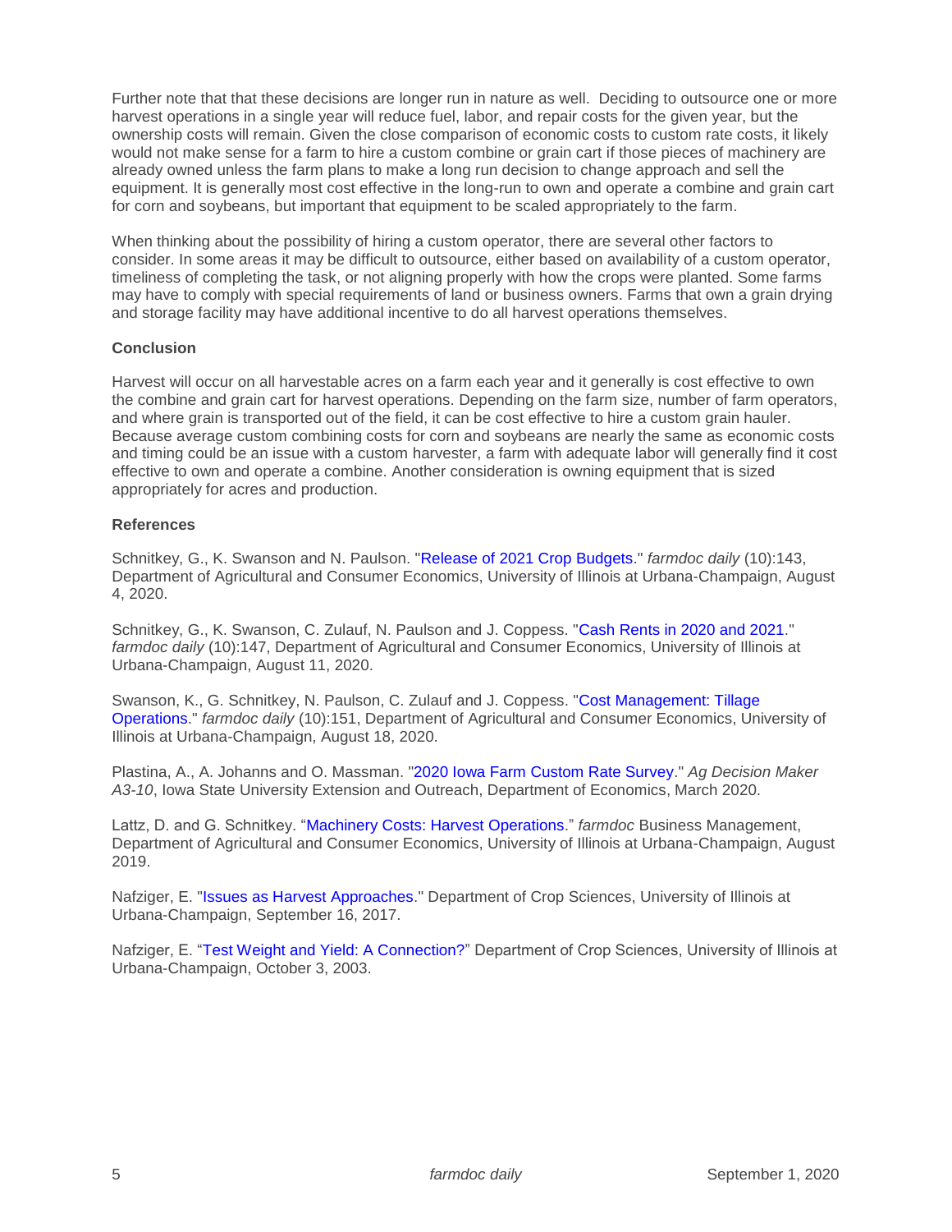Further note that that these decisions are longer run in nature as well. Deciding to outsource one or more harvest operations in a single year will reduce fuel, labor, and repair costs for the given year, but the ownership costs will remain. Given the close comparison of economic costs to custom rate costs, it likely would not make sense for a farm to hire a custom combine or grain cart if those pieces of machinery are already owned unless the farm plans to make a long run decision to change approach and sell the equipment. It is generally most cost effective in the long-run to own and operate a combine and grain cart for corn and soybeans, but important that equipment to be scaled appropriately to the farm.

When thinking about the possibility of hiring a custom operator, there are several other factors to consider. In some areas it may be difficult to outsource, either based on availability of a custom operator, timeliness of completing the task, or not aligning properly with how the crops were planted. Some farms may have to comply with special requirements of land or business owners. Farms that own a grain drying and storage facility may have additional incentive to do all harvest operations themselves.

**Conclusion**

Harvest will occur on all harvestable acres on a farm each year and it generally is cost effective to own the combine and grain cart for harvest operations. Depending on the farm size, number of farm operators, and where grain is transported out of the field, it can be cost effective to hire a custom grain hauler. Because average custom combining costs for corn and soybeans are nearly the same as economic costs and timing could be an issue with a custom harvester, a farm with adequate labor will generally find it cost effective to own and operate a combine. Another consideration is owning equipment that is sized appropriately for acres and production.

**References**

Schnitkey, G., K. Swanson and N. Paulson. "Release of 2021 Crop Budgets." *farmdoc daily* (10):143, Department of Agricultural and Consumer Economics, University of Illinois at Urbana-Champaign, August 4, 2020.

Schnitkey, G., K. Swanson, C. Zulauf, N. Paulson and J. Coppess. "Cash Rents in 2020 and 2021." *farmdoc daily* (10):147, Department of Agricultural and Consumer Economics, University of Illinois at Urbana-Champaign, August 11, 2020.

Swanson, K., G. Schnitkey, N. Paulson, C. Zulauf and J. Coppess. "Cost Management: Tillage Operations." *farmdoc daily* (10):151, Department of Agricultural and Consumer Economics, University of Illinois at Urbana-Champaign, August 18, 2020.

Plastina, A., A. Johanns and O. Massman. "2020 Iowa Farm Custom Rate Survey." *Ag Decision Maker A3-10*, Iowa State University Extension and Outreach, Department of Economics, March 2020.

Lattz, D. and G. Schnitkey. "Machinery Costs: Harvest Operations." *farmdoc* Business Management, Department of Agricultural and Consumer Economics, University of Illinois at Urbana-Champaign, August 2019.

Nafziger, E. "Issues as Harvest Approaches." Department of Crop Sciences, University of Illinois at Urbana-Champaign, September 16, 2017.

Nafziger, E. "Test Weight and Yield: A Connection?" Department of Crop Sciences, University of Illinois at Urbana-Champaign, October 3, 2003.